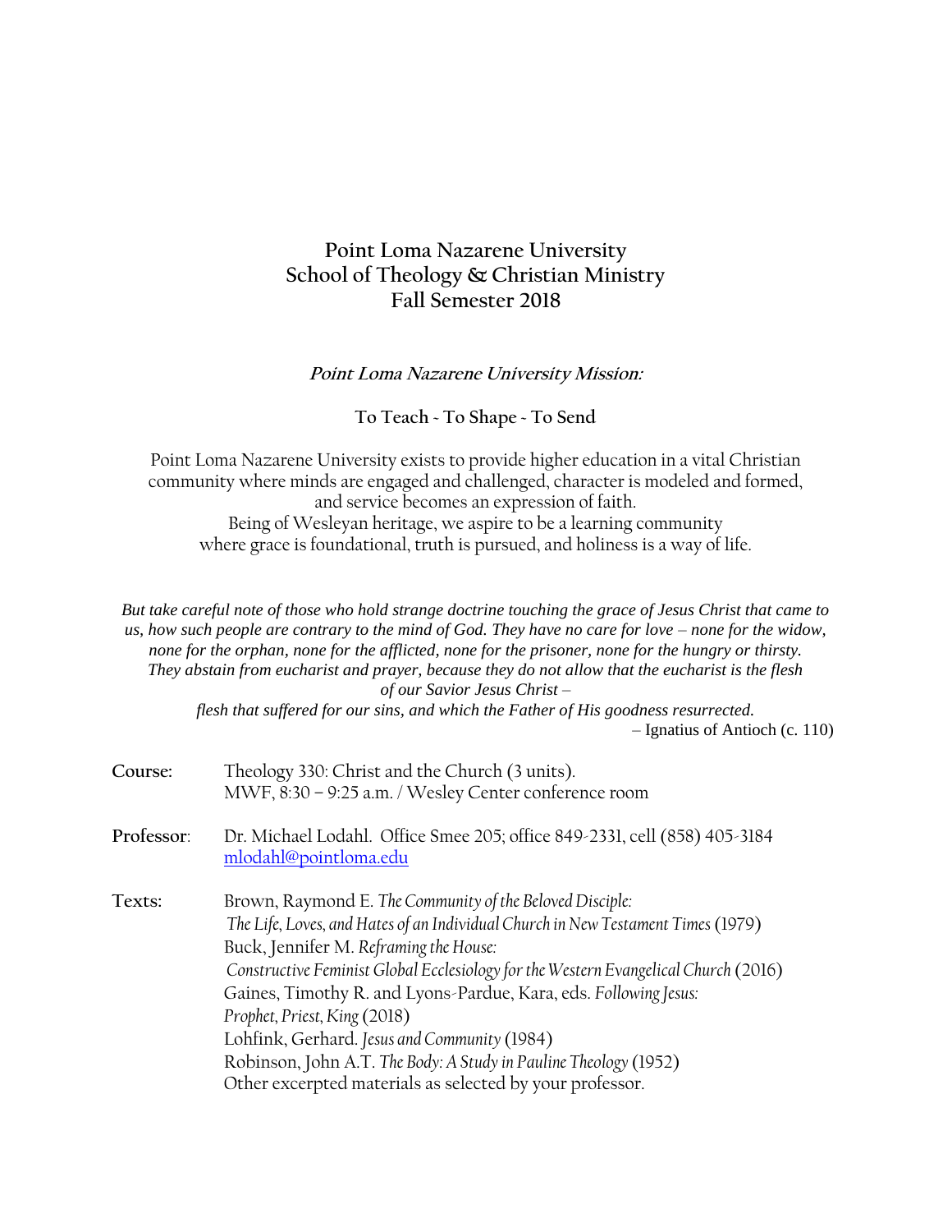# Point Loma Nazarene University
## School of Theology & Christian Ministry
## Fall Semester 2018

***Point Loma Nazarene University Mission:***

**To Teach ~ To Shape ~ To Send**

Point Loma Nazarene University exists to provide higher education in a vital Christian community where minds are engaged and challenged, character is modeled and formed, and service becomes an expression of faith.
Being of Wesleyan heritage, we aspire to be a learning community where grace is foundational, truth is pursued, and holiness is a way of life.

***But take careful note of those who hold strange doctrine touching the grace of Jesus Christ that came to us, how such people are contrary to the mind of God. They have no care for love – none for the widow, none for the orphan, none for the afflicted, none for the prisoner, none for the hungry or thirsty. They abstain from eucharist and prayer, because they do not allow that the eucharist is the flesh of our Savior Jesus Christ – flesh that suffered for our sins, and which the Father of His goodness resurrected.***

– Ignatius of Antioch (c. 110)

**Course:** Theology 330: Christ and the Church (3 units).
MWF, 8:30 – 9:25 a.m. / Wesley Center conference room

**Professor**: Dr. Michael Lodahl. Office Smee 205; office 849-2331, cell (858) 405-3184
mlodahl@pointloma.edu

**Texts:**
Brown, Raymond E. *The Community of the Beloved Disciple: The Life, Loves, and Hates of an Individual Church in New Testament Times* (1979)
Buck, Jennifer M. *Reframing the House: Constructive Feminist Global Ecclesiology for the Western Evangelical Church* (2016)
Gaines, Timothy R. and Lyons-Pardue, Kara, eds. *Following Jesus: Prophet, Priest, King* (2018)
Lohfink, Gerhard. *Jesus and Community* (1984)
Robinson, John A.T. *The Body: A Study in Pauline Theology* (1952)
Other excerpted materials as selected by your professor.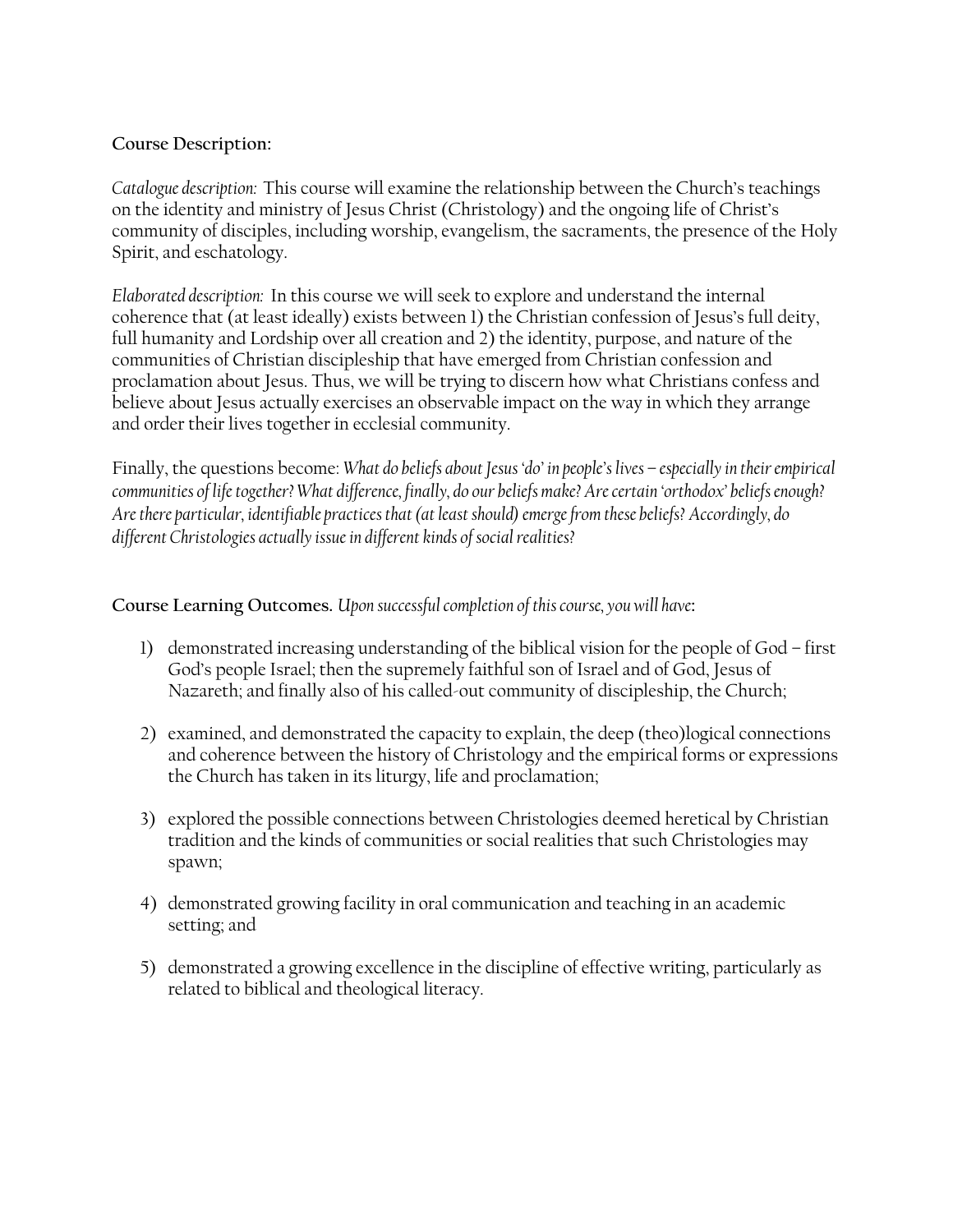**Course Description:**

*Catalogue description:* This course will examine the relationship between the Church's teachings on the identity and ministry of Jesus Christ (Christology) and the ongoing life of Christ's community of disciples, including worship, evangelism, the sacraments, the presence of the Holy Spirit, and eschatology.

*Elaborated description:* In this course we will seek to explore and understand the internal coherence that (at least ideally) exists between 1) the Christian confession of Jesus's full deity, full humanity and Lordship over all creation and 2) the identity, purpose, and nature of the communities of Christian discipleship that have emerged from Christian confession and proclamation about Jesus. Thus, we will be trying to discern how what Christians confess and believe about Jesus actually exercises an observable impact on the way in which they arrange and order their lives together in ecclesial community.

Finally, the questions become: *What do beliefs about Jesus 'do' in people's lives – especially in their empirical communities of life together? What difference, finally, do our beliefs make? Are certain 'orthodox' beliefs enough? Are there particular, identifiable practices that (at least should) emerge from these beliefs? Accordingly, do different Christologies actually issue in different kinds of social realities?*

**Course Learning Outcomes.** *Upon successful completion of this course, you will have***:**

1) demonstrated increasing understanding of the biblical vision for the people of God – first God's people Israel; then the supremely faithful son of Israel and of God, Jesus of Nazareth; and finally also of his called-out community of discipleship, the Church;

2) examined, and demonstrated the capacity to explain, the deep (theo)logical connections and coherence between the history of Christology and the empirical forms or expressions the Church has taken in its liturgy, life and proclamation;

3) explored the possible connections between Christologies deemed heretical by Christian tradition and the kinds of communities or social realities that such Christologies may spawn;

4) demonstrated growing facility in oral communication and teaching in an academic setting; and

5) demonstrated a growing excellence in the discipline of effective writing, particularly as related to biblical and theological literacy.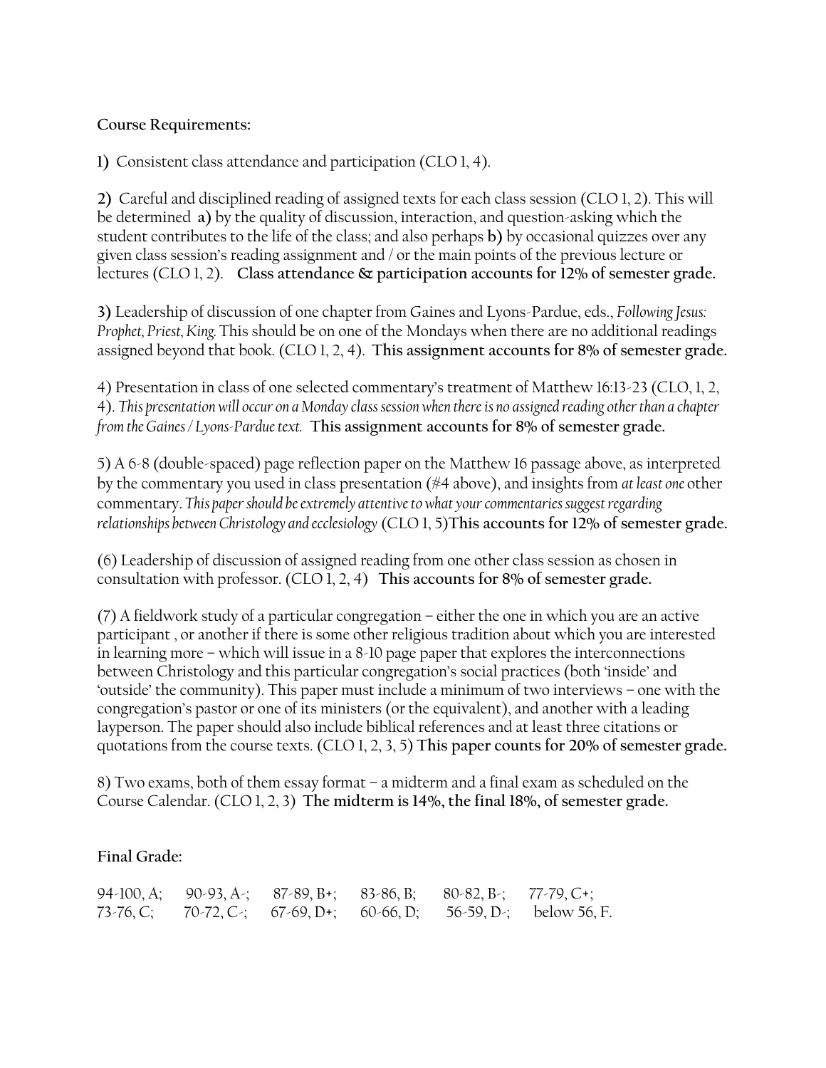**Course Requirements:**

**1)** Consistent class attendance and participation (CLO 1, 4).

**2)** Careful and disciplined reading of assigned texts for each class session (CLO 1, 2). This will be determined **a)** by the quality of discussion, interaction, and question-asking which the student contributes to the life of the class; and also perhaps **b)** by occasional quizzes over any given class session's reading assignment and / or the main points of the previous lecture or lectures (CLO 1, 2). **Class attendance & participation accounts for 12% of semester grade.**

**3)** Leadership of discussion of one chapter from Gaines and Lyons-Pardue, eds., *Following Jesus: Prophet, Priest, King.* This should be on one of the Mondays when there are no additional readings assigned beyond that book. (CLO 1, 2, 4). **This assignment accounts for 8% of semester grade.**

4) Presentation in class of one selected commentary's treatment of Matthew 16:13-23 (CLO, 1, 2, 4). *This presentation will occur on a Monday class session when there is no assigned reading other than a chapter from the Gaines / Lyons-Pardue text.* **This assignment accounts for 8% of semester grade.**

5) A 6-8 (double-spaced) page reflection paper on the Matthew 16 passage above, as interpreted by the commentary you used in class presentation (#4 above), and insights from *at least one* other commentary. *This paper should be extremely attentive to what your commentaries suggest regarding relationships between Christology and ecclesiology* (CLO 1, 5)**This accounts for 12% of semester grade.**

(6) Leadership of discussion of assigned reading from one other class session as chosen in consultation with professor. (CLO 1, 2, 4) **This accounts for 8% of semester grade.**

(7) A fieldwork study of a particular congregation – either the one in which you are an active participant , or another if there is some other religious tradition about which you are interested in learning more – which will issue in a 8-10 page paper that explores the interconnections between Christology and this particular congregation's social practices (both 'inside' and 'outside' the community). This paper must include a minimum of two interviews – one with the congregation's pastor or one of its ministers (or the equivalent), and another with a leading layperson. The paper should also include biblical references and at least three citations or quotations from the course texts. (CLO 1, 2, 3, 5) **This paper counts for 20% of semester grade.**

8) Two exams, both of them essay format – a midterm and a final exam as scheduled on the Course Calendar. (CLO 1, 2, 3) **The midterm is 14%, the final 18%, of semester grade.**

**Final Grade:**

94-100, A; 90-93, A-; 87-89, B+; 83-86, B; 80-82, B-; 77-79, C+;
73-76, C; 70-72, C-; 67-69, D+; 60-66, D; 56-59, D-; below 56, F.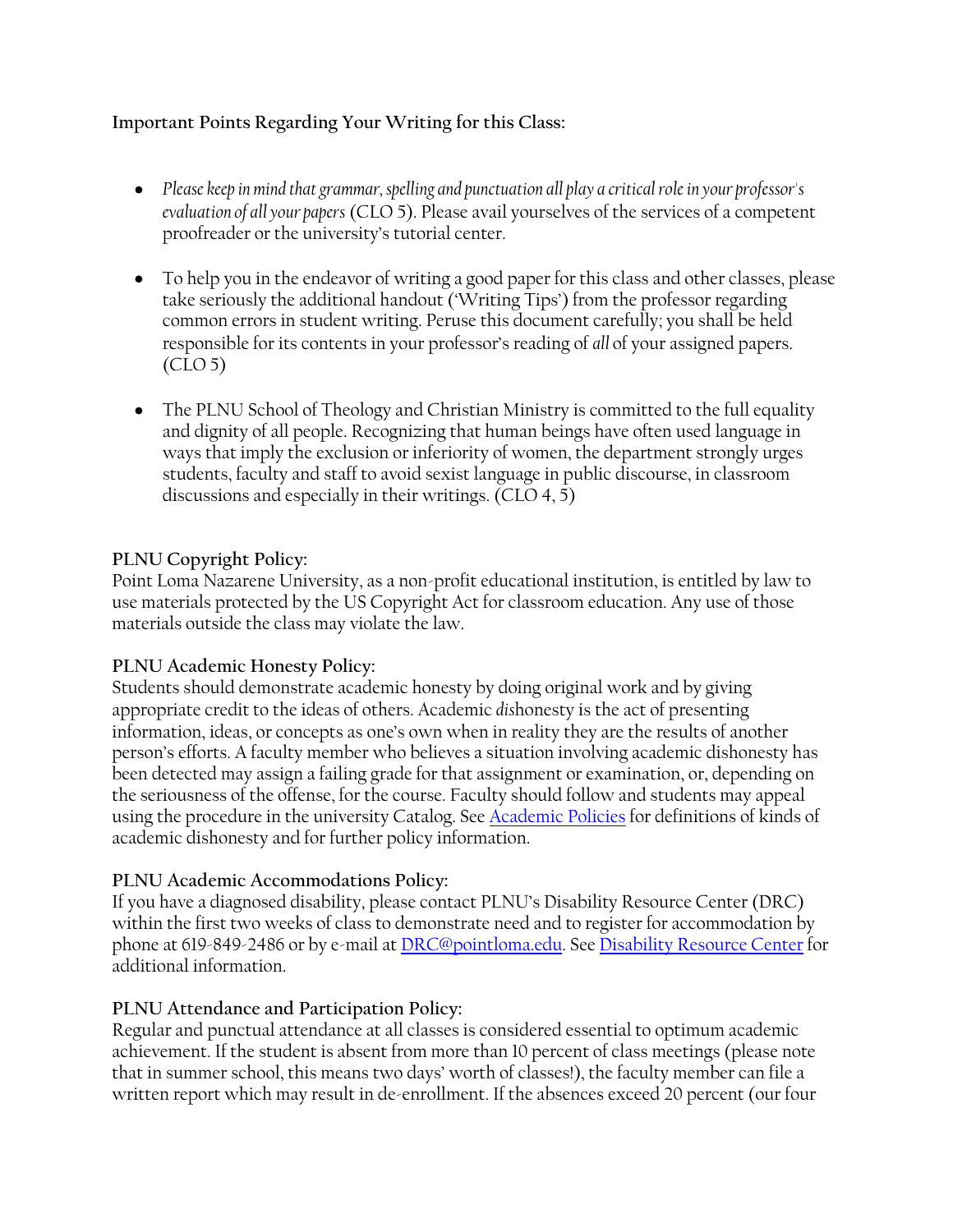**Important Points Regarding Your Writing for this Class:**

- *Please keep in mind that grammar, spelling and punctuation all play a critical role in your professor's evaluation of all your papers* (CLO 5). Please avail yourselves of the services of a competent proofreader or the university's tutorial center.

- To help you in the endeavor of writing a good paper for this class and other classes, please take seriously the additional handout ('Writing Tips') from the professor regarding common errors in student writing. Peruse this document carefully; you shall be held responsible for its contents in your professor's reading of *all* of your assigned papers. (CLO 5)

- The PLNU School of Theology and Christian Ministry is committed to the full equality and dignity of all people. Recognizing that human beings have often used language in ways that imply the exclusion or inferiority of women, the department strongly urges students, faculty and staff to avoid sexist language in public discourse, in classroom discussions and especially in their writings. (CLO 4, 5)

**PLNU Copyright Policy:**
Point Loma Nazarene University, as a non-profit educational institution, is entitled by law to use materials protected by the US Copyright Act for classroom education. Any use of those materials outside the class may violate the law.

**PLNU Academic Honesty Policy:**
Students should demonstrate academic honesty by doing original work and by giving appropriate credit to the ideas of others. Academic *dis*honesty is the act of presenting information, ideas, or concepts as one's own when in reality they are the results of another person's efforts. A faculty member who believes a situation involving academic dishonesty has been detected may assign a failing grade for that assignment or examination, or, depending on the seriousness of the offense, for the course. Faculty should follow and students may appeal using the procedure in the university Catalog. See Academic Policies for definitions of kinds of academic dishonesty and for further policy information.

**PLNU Academic Accommodations Policy:**
If you have a diagnosed disability, please contact PLNU's Disability Resource Center (DRC) within the first two weeks of class to demonstrate need and to register for accommodation by phone at 619-849-2486 or by e-mail at DRC@pointloma.edu. See Disability Resource Center for additional information.

**PLNU Attendance and Participation Policy:**
Regular and punctual attendance at all classes is considered essential to optimum academic achievement. If the student is absent from more than 10 percent of class meetings (please note that in summer school, this means two days' worth of classes!), the faculty member can file a written report which may result in de-enrollment. If the absences exceed 20 percent (our four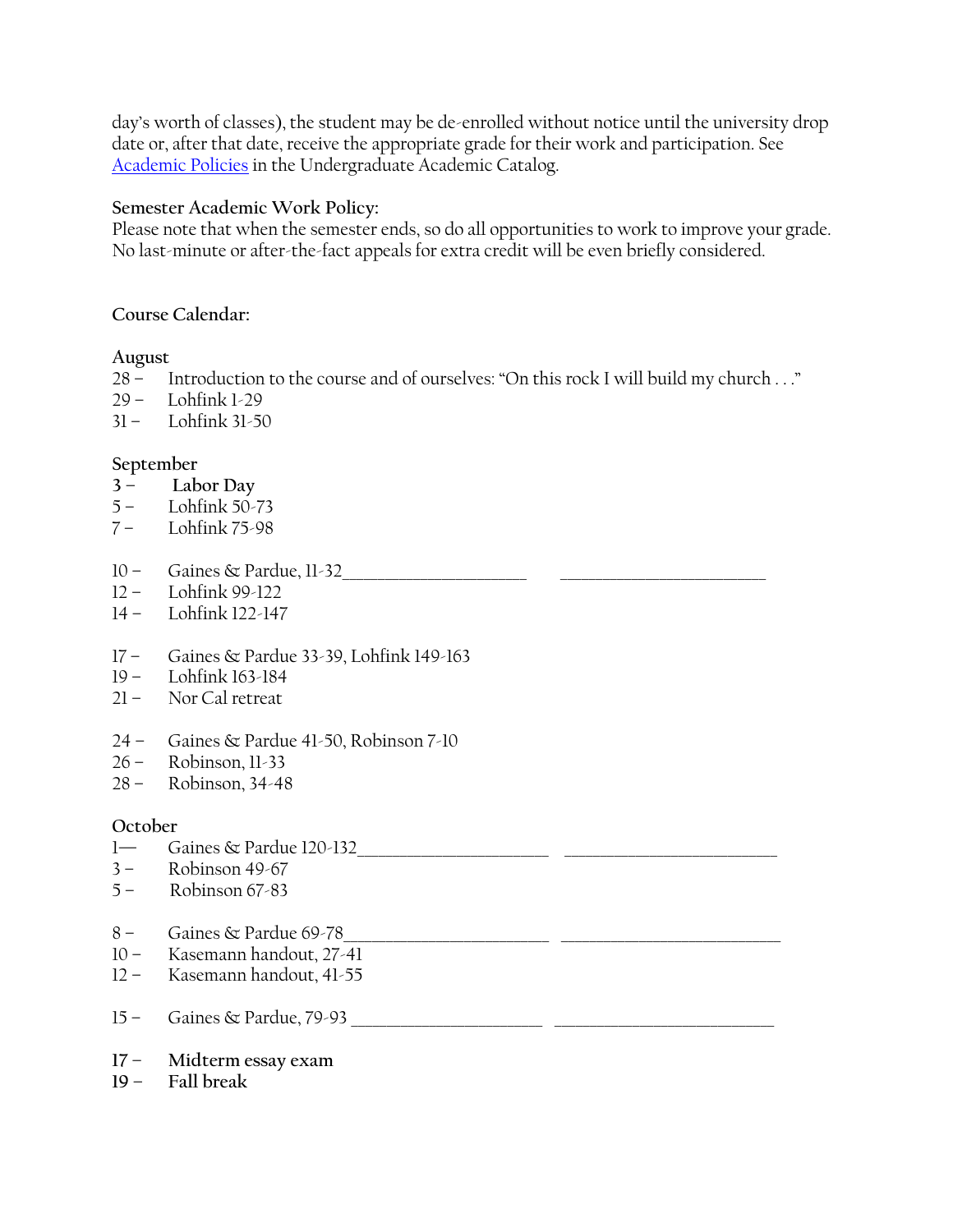day's worth of classes), the student may be de-enrolled without notice until the university drop date or, after that date, receive the appropriate grade for their work and participation. See Academic Policies in the Undergraduate Academic Catalog.

**Semester Academic Work Policy:**
Please note that when the semester ends, so do all opportunities to work to improve your grade. No last-minute or after-the-fact appeals for extra credit will be even briefly considered.

**Course Calendar:**

**August**
28 – Introduction to the course and of ourselves: "On this rock I will build my church . . ."
29 – Lohfink 1-29
31 – Lohfink 31-50

**September**
3 – **Labor Day**
5 – Lohfink 50-73
7 – Lohfink 75-98

10 – Gaines & Pardue, 11-32______________________ ________________________
12 – Lohfink 99-122
14 – Lohfink 122-147

17 – Gaines & Pardue 33-39, Lohfink 149-163
19 – Lohfink 163-184
21 – Nor Cal retreat

24 – Gaines & Pardue 41-50, Robinson 7-10
26 – Robinson, 11-33
28 – Robinson, 34-48

**October**
1— Gaines & Pardue 120-132______________________ ________________________
3 – Robinson 49-67
5 – Robinson 67-83

8 – Gaines & Pardue 69-78_______________________ _________________________
10 – Kasemann handout, 27-41
12 – Kasemann handout, 41-55

15 – Gaines & Pardue, 79-93 ______________________ _________________________

**17 – Midterm essay exam**
**19 – Fall break**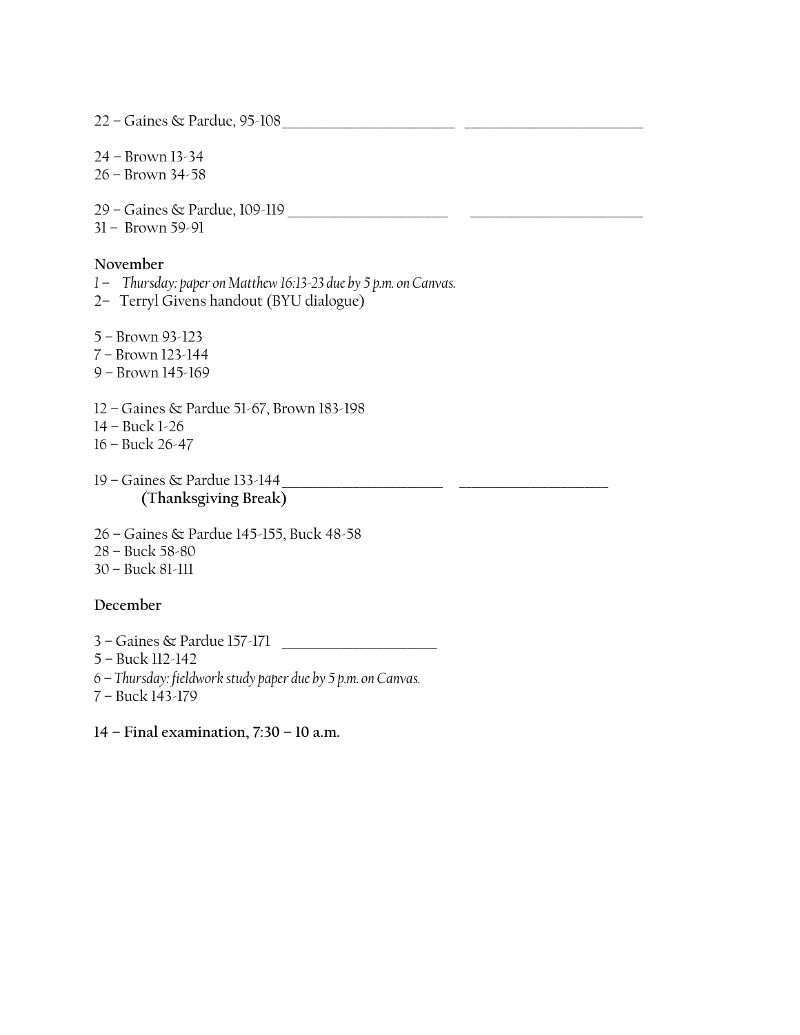22 – Gaines & Pardue, 95-108_________________________ _________________________

24 – Brown 13-34
26 – Brown 34-58

29 – Gaines & Pardue, 109-119 ______________________ ______________________
31 – Brown 59-91

**November**

*1 – Thursday: paper on Matthew 16:13-23 due by 5 p.m. on Canvas.*
2– Terryl Givens handout (BYU dialogue)

5 – Brown 93-123
7 – Brown 123-144
9 – Brown 145-169

12 – Gaines & Pardue 51-67, Brown 183-198
14 – Buck 1-26
16 – Buck 26-47

19 – Gaines & Pardue 133-144______________________ ____________________
**(Thanksgiving Break)**

26 – Gaines & Pardue 145-155, Buck 48-58
28 – Buck 58-80
30 – Buck 81-111

**December**

3 – Gaines & Pardue 157-171 ____________________
5 – Buck 112-142
*6 – Thursday: fieldwork study paper due by 5 p.m. on Canvas.*
7 – Buck 143-179

**14 – Final examination, 7:30 – 10 a.m.**